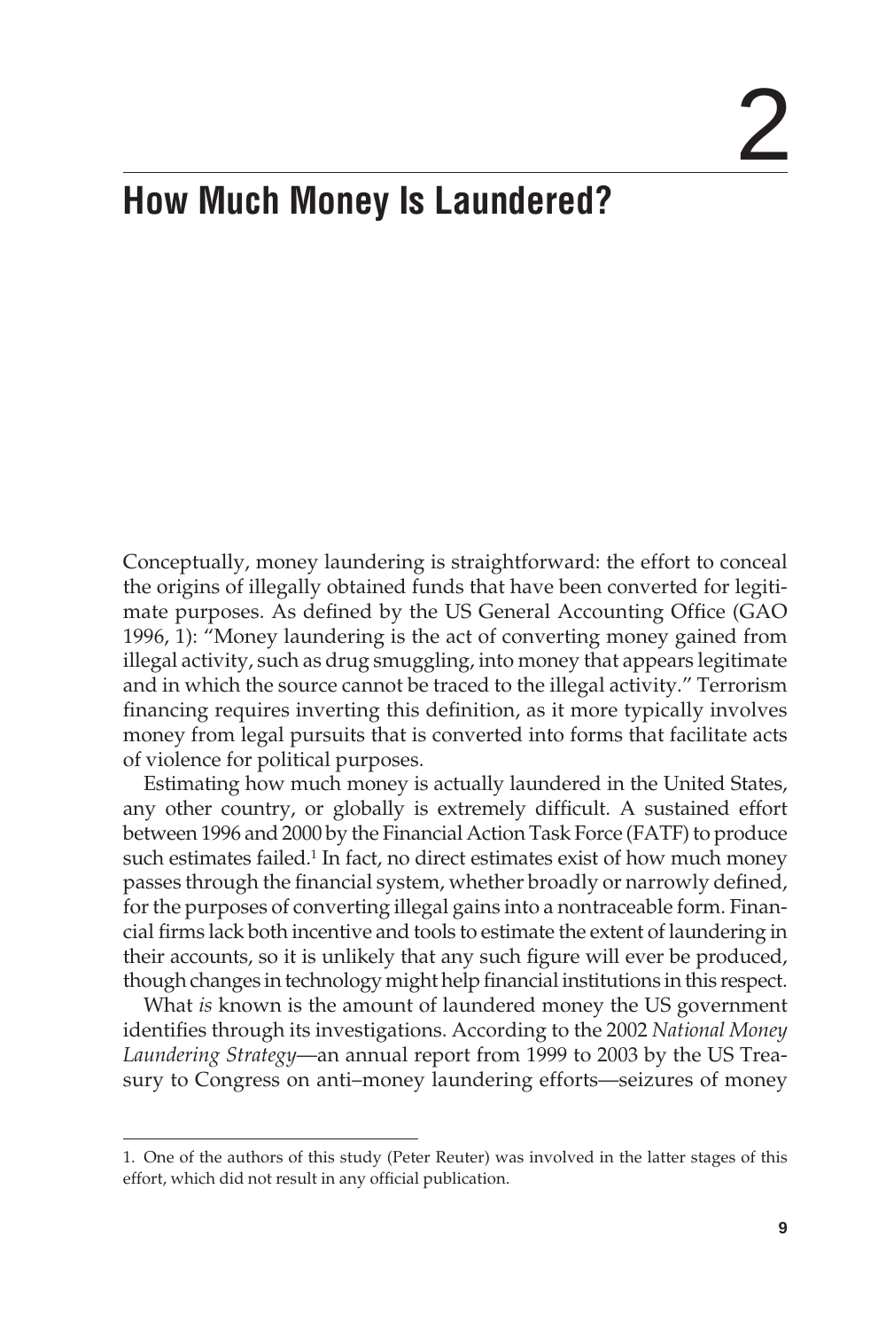# 2

# How Much Money Is Laundered?

Conceptually, money laundering is straightforward: the effort to conceal the origins of illegally obtained funds that have been converted for legitimate purposes. As defined by the US General Accounting Office (GAO 1996, 1): "Money laundering is the act of converting money gained from illegal activity, such as drug smuggling, into money that appears legitimate and in which the source cannot be traced to the illegal activity." Terrorism financing requires inverting this definition, as it more typically involves money from legal pursuits that is converted into forms that facilitate acts of violence for political purposes.

Estimating how much money is actually laundered in the United States, any other country, or globally is extremely difficult. A sustained effort between 1996 and 2000 by the Financial Action Task Force (FATF) to produce such estimates failed.[1] In fact, no direct estimates exist of how much money passes through the financial system, whether broadly or narrowly defined, for the purposes of converting illegal gains into a nontraceable form. Financial firms lack both incentive and tools to estimate the extent of laundering in their accounts, so it is unlikely that any such figure will ever be produced, though changes in technology might help financial institutions in this respect.

What *is* known is the amount of laundered money the US government identifies through its investigations. According to the 2002 *National Money Laundering Strategy*—an annual report from 1999 to 2003 by the US Treasury to Congress on anti–money laundering efforts—seizures of money

1. One of the authors of this study (Peter Reuter) was involved in the latter stages of this effort, which did not result in any official publication.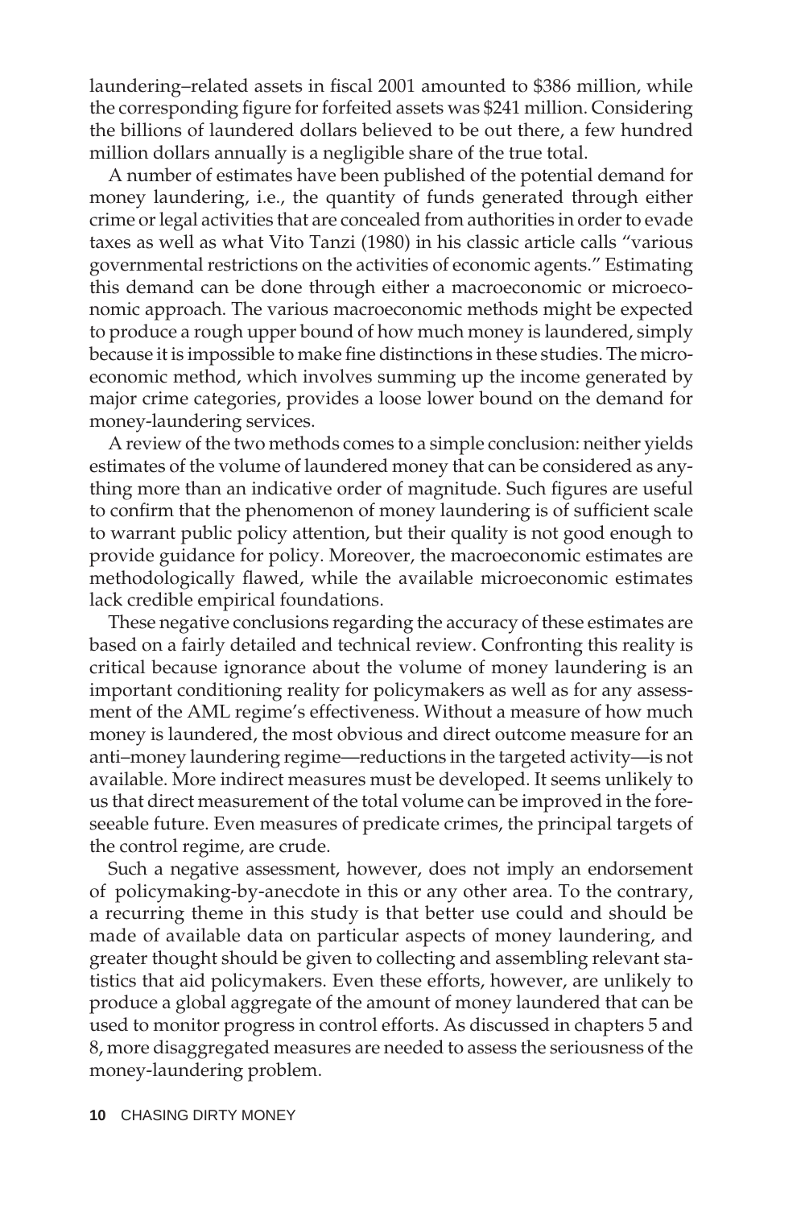laundering–related assets in fiscal 2001 amounted to $386 million, while the corresponding figure for forfeited assets was $241 million. Considering the billions of laundered dollars believed to be out there, a few hundred million dollars annually is a negligible share of the true total.

A number of estimates have been published of the potential demand for money laundering, i.e., the quantity of funds generated through either crime or legal activities that are concealed from authorities in order to evade taxes as well as what Vito Tanzi (1980) in his classic article calls "various governmental restrictions on the activities of economic agents." Estimating this demand can be done through either a macroeconomic or microeconomic approach. The various macroeconomic methods might be expected to produce a rough upper bound of how much money is laundered, simply because it is impossible to make fine distinctions in these studies. The microeconomic method, which involves summing up the income generated by major crime categories, provides a loose lower bound on the demand for money-laundering services.

A review of the two methods comes to a simple conclusion: neither yields estimates of the volume of laundered money that can be considered as anything more than an indicative order of magnitude. Such figures are useful to confirm that the phenomenon of money laundering is of sufficient scale to warrant public policy attention, but their quality is not good enough to provide guidance for policy. Moreover, the macroeconomic estimates are methodologically flawed, while the available microeconomic estimates lack credible empirical foundations.

These negative conclusions regarding the accuracy of these estimates are based on a fairly detailed and technical review. Confronting this reality is critical because ignorance about the volume of money laundering is an important conditioning reality for policymakers as well as for any assessment of the AML regime's effectiveness. Without a measure of how much money is laundered, the most obvious and direct outcome measure for an anti–money laundering regime—reductions in the targeted activity—is not available. More indirect measures must be developed. It seems unlikely to us that direct measurement of the total volume can be improved in the foreseeable future. Even measures of predicate crimes, the principal targets of the control regime, are crude.

Such a negative assessment, however, does not imply an endorsement of policymaking-by-anecdote in this or any other area. To the contrary, a recurring theme in this study is that better use could and should be made of available data on particular aspects of money laundering, and greater thought should be given to collecting and assembling relevant statistics that aid policymakers. Even these efforts, however, are unlikely to produce a global aggregate of the amount of money laundered that can be used to monitor progress in control efforts. As discussed in chapters 5 and 8, more disaggregated measures are needed to assess the seriousness of the money-laundering problem.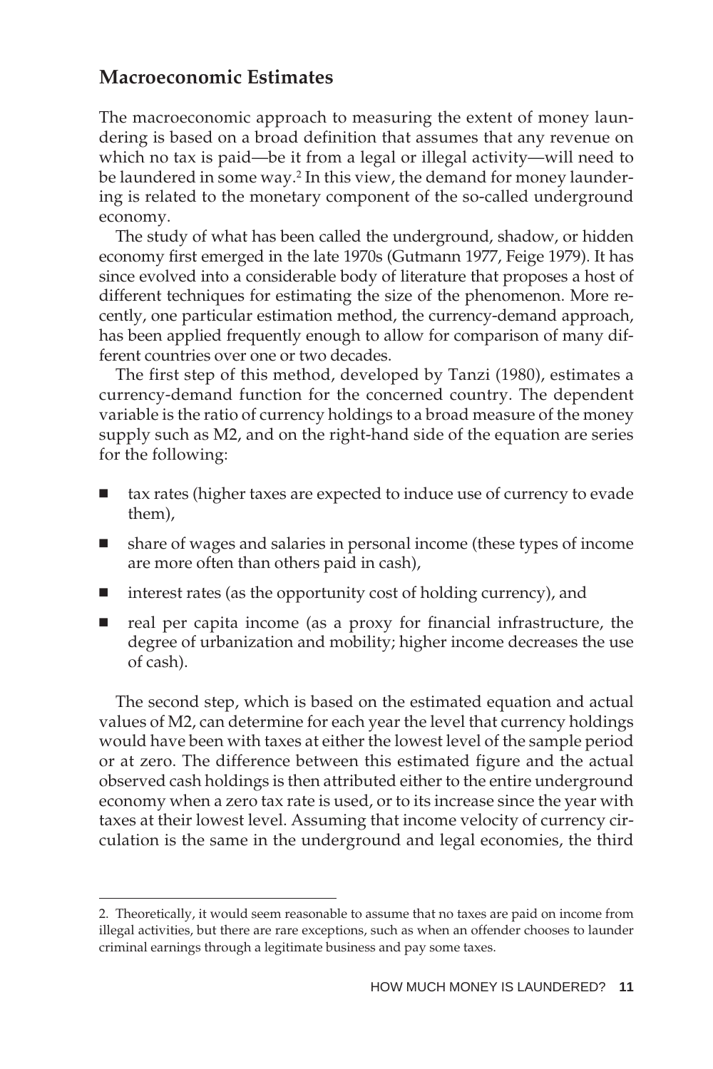## Macroeconomic Estimates

The macroeconomic approach to measuring the extent of money laundering is based on a broad definition that assumes that any revenue on which no tax is paid—be it from a legal or illegal activity—will need to be laundered in some way.[2] In this view, the demand for money laundering is related to the monetary component of the so-called underground economy.

The study of what has been called the underground, shadow, or hidden economy first emerged in the late 1970s (Gutmann 1977, Feige 1979). It has since evolved into a considerable body of literature that proposes a host of different techniques for estimating the size of the phenomenon. More recently, one particular estimation method, the currency-demand approach, has been applied frequently enough to allow for comparison of many different countries over one or two decades.

The first step of this method, developed by Tanzi (1980), estimates a currency-demand function for the concerned country. The dependent variable is the ratio of currency holdings to a broad measure of the money supply such as M2, and on the right-hand side of the equation are series for the following:

- tax rates (higher taxes are expected to induce use of currency to evade them),
- share of wages and salaries in personal income (these types of income are more often than others paid in cash),
- interest rates (as the opportunity cost of holding currency), and
- real per capita income (as a proxy for financial infrastructure, the degree of urbanization and mobility; higher income decreases the use of cash).

The second step, which is based on the estimated equation and actual values of M2, can determine for each year the level that currency holdings would have been with taxes at either the lowest level of the sample period or at zero. The difference between this estimated figure and the actual observed cash holdings is then attributed either to the entire underground economy when a zero tax rate is used, or to its increase since the year with taxes at their lowest level. Assuming that income velocity of currency circulation is the same in the underground and legal economies, the third

2. Theoretically, it would seem reasonable to assume that no taxes are paid on income from illegal activities, but there are rare exceptions, such as when an offender chooses to launder criminal earnings through a legitimate business and pay some taxes.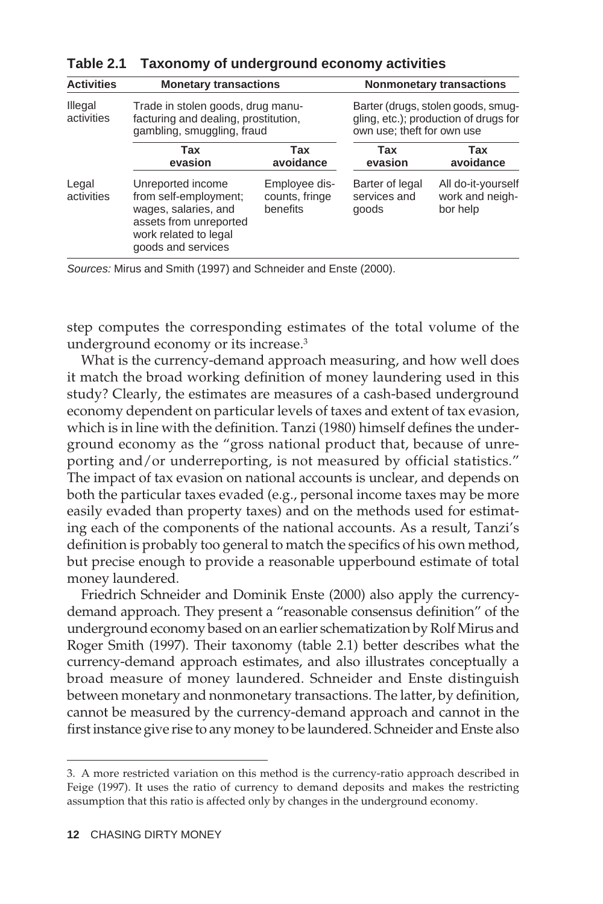**Table 2.1 Taxonomy of underground economy activities**

| Activities | Monetary transactions | | Nonmonetary transactions | |
|---|---|---|---|---|
| Illegal activities | Trade in stolen goods, drug manufacturing and dealing, prostitution, gambling, smuggling, fraud | | Barter (drugs, stolen goods, smuggling, etc.); production of drugs for own use; theft for own use | |
| | **Tax evasion** | **Tax avoidance** | **Tax evasion** | **Tax avoidance** |
| Legal activities | Unreported income from self-employment; wages, salaries, and assets from unreported work related to legal goods and services | Employee discounts, fringe benefits | Barter of legal services and goods | All do-it-yourself work and neighbor help |

*Sources:* Mirus and Smith (1997) and Schneider and Enste (2000).

step computes the corresponding estimates of the total volume of the underground economy or its increase.[3]

What is the currency-demand approach measuring, and how well does it match the broad working definition of money laundering used in this study? Clearly, the estimates are measures of a cash-based underground economy dependent on particular levels of taxes and extent of tax evasion, which is in line with the definition. Tanzi (1980) himself defines the underground economy as the "gross national product that, because of unreporting and/or underreporting, is not measured by official statistics." The impact of tax evasion on national accounts is unclear, and depends on both the particular taxes evaded (e.g., personal income taxes may be more easily evaded than property taxes) and on the methods used for estimating each of the components of the national accounts. As a result, Tanzi's definition is probably too general to match the specifics of his own method, but precise enough to provide a reasonable upperbound estimate of total money laundered.

Friedrich Schneider and Dominik Enste (2000) also apply the currency-demand approach. They present a "reasonable consensus definition" of the underground economy based on an earlier schematization by Rolf Mirus and Roger Smith (1997). Their taxonomy (table 2.1) better describes what the currency-demand approach estimates, and also illustrates conceptually a broad measure of money laundered. Schneider and Enste distinguish between monetary and nonmonetary transactions. The latter, by definition, cannot be measured by the currency-demand approach and cannot in the first instance give rise to any money to be laundered. Schneider and Enste also

3. A more restricted variation on this method is the currency-ratio approach described in Feige (1997). It uses the ratio of currency to demand deposits and makes the restricting assumption that this ratio is affected only by changes in the underground economy.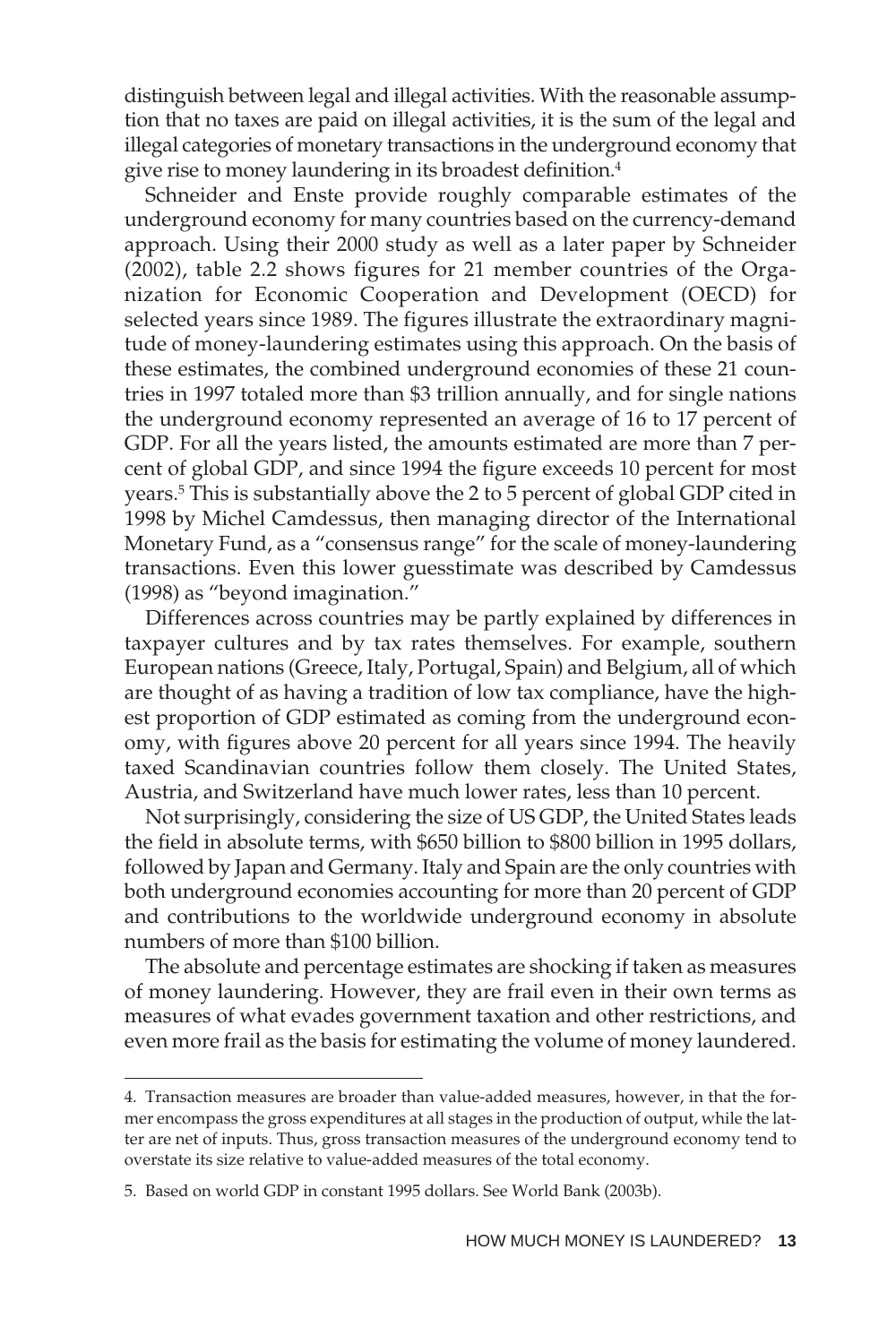distinguish between legal and illegal activities. With the reasonable assumption that no taxes are paid on illegal activities, it is the sum of the legal and illegal categories of monetary transactions in the underground economy that give rise to money laundering in its broadest definition.[4]

Schneider and Enste provide roughly comparable estimates of the underground economy for many countries based on the currency-demand approach. Using their 2000 study as well as a later paper by Schneider (2002), table 2.2 shows figures for 21 member countries of the Organization for Economic Cooperation and Development (OECD) for selected years since 1989. The figures illustrate the extraordinary magnitude of money-laundering estimates using this approach. On the basis of these estimates, the combined underground economies of these 21 countries in 1997 totaled more than \$3 trillion annually, and for single nations the underground economy represented an average of 16 to 17 percent of GDP. For all the years listed, the amounts estimated are more than 7 percent of global GDP, and since 1994 the figure exceeds 10 percent for most years.[5] This is substantially above the 2 to 5 percent of global GDP cited in 1998 by Michel Camdessus, then managing director of the International Monetary Fund, as a "consensus range" for the scale of money-laundering transactions. Even this lower guesstimate was described by Camdessus (1998) as "beyond imagination."

Differences across countries may be partly explained by differences in taxpayer cultures and by tax rates themselves. For example, southern European nations (Greece, Italy, Portugal, Spain) and Belgium, all of which are thought of as having a tradition of low tax compliance, have the highest proportion of GDP estimated as coming from the underground economy, with figures above 20 percent for all years since 1994. The heavily taxed Scandinavian countries follow them closely. The United States, Austria, and Switzerland have much lower rates, less than 10 percent.

Not surprisingly, considering the size of US GDP, the United States leads the field in absolute terms, with \$650 billion to \$800 billion in 1995 dollars, followed by Japan and Germany. Italy and Spain are the only countries with both underground economies accounting for more than 20 percent of GDP and contributions to the worldwide underground economy in absolute numbers of more than \$100 billion.

The absolute and percentage estimates are shocking if taken as measures of money laundering. However, they are frail even in their own terms as measures of what evades government taxation and other restrictions, and even more frail as the basis for estimating the volume of money laundered.

---

4. Transaction measures are broader than value-added measures, however, in that the former encompass the gross expenditures at all stages in the production of output, while the latter are net of inputs. Thus, gross transaction measures of the underground economy tend to overstate its size relative to value-added measures of the total economy.

5. Based on world GDP in constant 1995 dollars. See World Bank (2003b).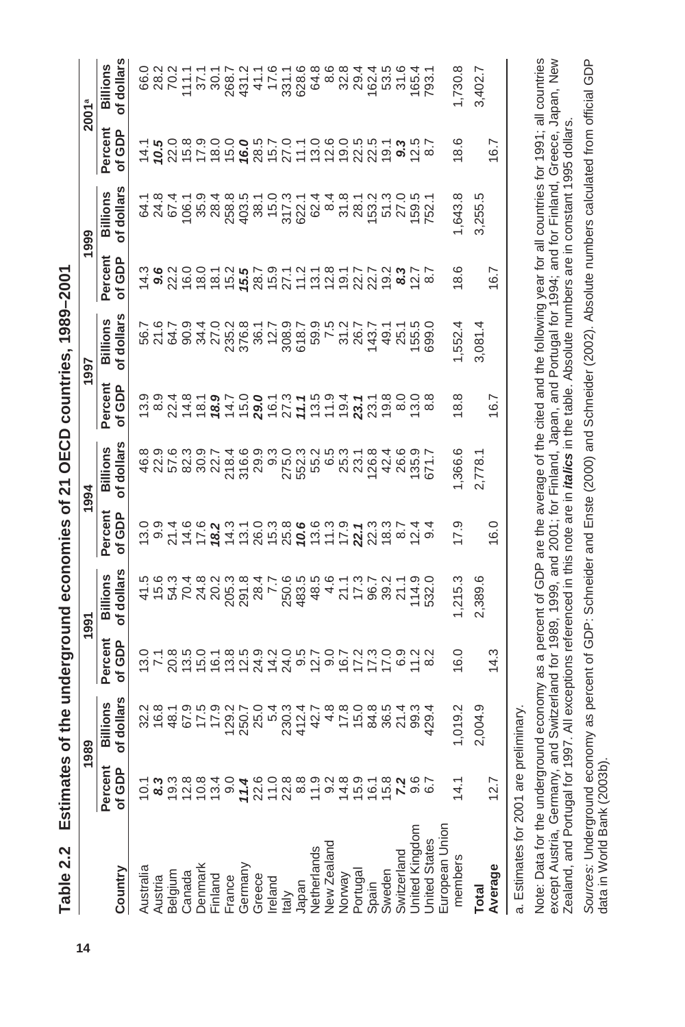## Table 2.2 Estimates of the underground economies of 21 OECD countries, 1989–2001

| Country | 1989 | | 1991 | | 1994 | | 1997 | | 1999 | | 2001[a] | |
|---|---|---|---|---|---|---|---|---|---|---|---|---|
| | Percent of GDP | Billions of dollars | Percent of GDP | Billions of dollars | Percent of GDP | Billions of dollars | Percent of GDP | Billions of dollars | Percent of GDP | Billions of dollars | Percent of GDP | Billions of dollars |
| Australia | 10.1 | 32.2 | 13.0 | 41.5 | 13.0 | 46.8 | 13.9 | 56.7 | 14.3 | 64.1 | 14.1 | 66.0 |
| Austria | ***8.3*** | 16.8 | 7.1 | 15.6 | 9.9 | 22.9 | 8.9 | 21.6 | ***9.6*** | 24.8 | ***10.5*** | 28.2 |
| Belgium | 19.3 | 48.1 | 20.8 | 54.3 | 21.4 | 57.6 | 22.4 | 64.7 | 22.2 | 67.4 | 22.0 | 70.2 |
| Canada | 12.8 | 67.9 | 13.5 | 70.4 | 14.6 | 82.3 | 14.8 | 90.9 | 16.0 | 106.1 | 15.8 | 111.1 |
| Denmark | 10.8 | 17.5 | 15.0 | 24.8 | 17.6 | 30.9 | 18.1 | 34.4 | 18.0 | 35.9 | 17.9 | 37.1 |
| Finland | 13.4 | 17.9 | 16.1 | 20.2 | ***18.2*** | 22.7 | ***18.9*** | 27.0 | 18.1 | 28.4 | 18.0 | 30.1 |
| France | 9.0 | 129.2 | 13.8 | 205.3 | 14.3 | 218.4 | 14.7 | 235.2 | 15.2 | 258.8 | 15.0 | 268.7 |
| Germany | ***11.4*** | 250.7 | 12.5 | 291.8 | 13.1 | 316.6 | 15.0 | 376.8 | ***15.5*** | 403.5 | ***16.0*** | 431.2 |
| Greece | 22.6 | 25.0 | 24.9 | 28.4 | 26.0 | 29.9 | ***29.0*** | 36.1 | 28.7 | 38.1 | 28.5 | 41.1 |
| Ireland | 11.0 | 5.4 | 14.2 | 7.7 | 15.3 | 9.3 | 16.1 | 12.7 | 15.9 | 15.0 | 15.7 | 17.6 |
| Italy | 22.8 | 230.3 | 24.0 | 250.6 | 25.8 | 275.0 | 27.3 | 308.9 | 27.1 | 317.3 | 27.0 | 331.1 |
| Japan | 8.8 | 412.4 | 9.5 | 483.5 | ***10.6*** | 552.3 | ***11.1*** | 618.7 | 11.2 | 622.1 | 11.1 | 628.6 |
| Netherlands | 11.9 | 42.7 | 12.7 | 48.5 | 13.6 | 55.2 | 13.5 | 59.9 | 13.1 | 62.4 | 13.0 | 64.8 |
| New Zealand | 9.2 | 4.8 | 9.0 | 4.6 | 11.3 | 6.5 | 11.9 | 7.5 | 12.8 | 8.4 | 12.6 | 8.6 |
| Norway | 14.8 | 17.8 | 16.7 | 21.1 | 17.9 | 25.3 | 19.4 | 31.2 | 19.1 | 31.8 | 19.0 | 32.8 |
| Portugal | 15.9 | 15.0 | 17.2 | 17.3 | ***22.1*** | 23.1 | ***23.1*** | 26.7 | 22.7 | 28.1 | 22.5 | 29.4 |
| Spain | 16.1 | 84.8 | 17.3 | 96.7 | 22.3 | 126.8 | 23.1 | 143.7 | 22.7 | 153.2 | 22.5 | 162.4 |
| Sweden | 15.8 | 36.5 | 17.0 | 39.2 | 18.3 | 42.4 | 19.8 | 49.1 | 19.2 | 51.3 | 19.1 | 53.5 |
| Switzerland | ***7.2*** | 21.4 | 6.9 | 21.1 | 8.7 | 26.6 | 8.0 | 25.1 | ***8.3*** | 27.0 | ***9.3*** | 31.6 |
| United Kingdom | 9.6 | 99.3 | 11.2 | 114.9 | 12.4 | 135.9 | 13.0 | 155.5 | 12.7 | 159.5 | 12.5 | 165.4 |
| United States | 6.7 | 429.4 | 8.2 | 532.0 | 9.4 | 671.7 | 8.8 | 699.0 | 8.7 | 752.1 | 8.7 | 793.1 |
| European Union members | 14.1 | 1,019.2 | 16.0 | 1,215.3 | 17.9 | 1,366.6 | 18.8 | 1,552.4 | 18.6 | 1,643.8 | 18.6 | 1,730.8 |
| **Total** | | 2,004.9 | | 2,389.6 | | 2,778.1 | | 3,081.4 | | 3,255.5 | | 3,402.7 |
| **Average** | 12.7 | | 14.3 | | 16.0 | | 16.7 | | 16.7 | | 16.7 | |

a. Estimates for 2001 are preliminary.

Note: Data for the underground economy as a percent of GDP are the average of the cited and the following year for all countries for 1991; all countries except Austria, Germany, and Switzerland for 1989, 1999, and 2001; for Finland, Japan, and Portugal for 1994; and for Finland, Greece, Japan, New Zealand, and Portugal for 1997. All exceptions referenced in this note are in ***italics*** in the table. Absolute numbers are in constant 1995 dollars.

*Sources:* Underground economy as percent of GDP: Schneider and Enste (2000) and Schneider (2002). Absolute numbers calculated from official GDP data in World Bank (2003b).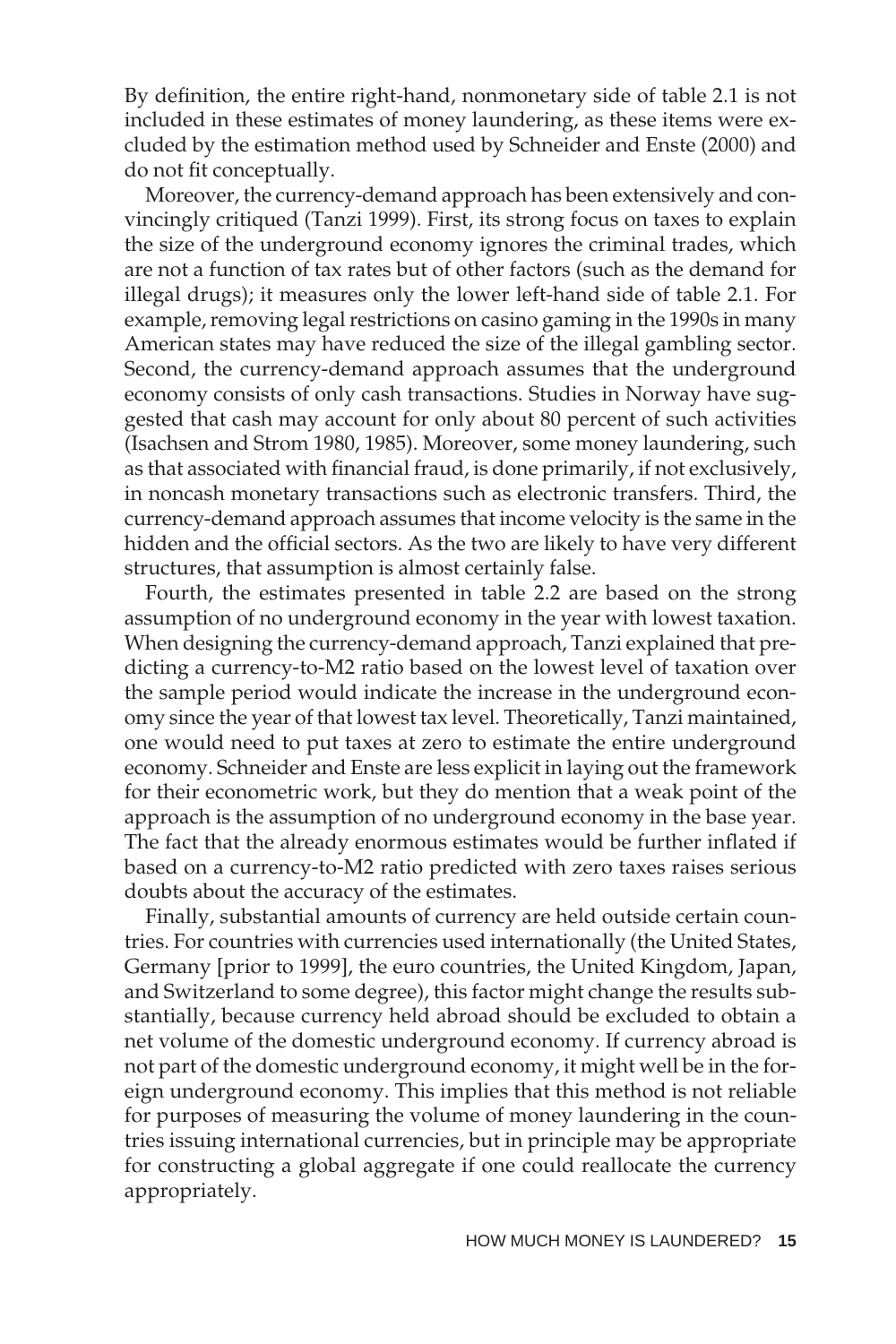By definition, the entire right-hand, nonmonetary side of table 2.1 is not included in these estimates of money laundering, as these items were excluded by the estimation method used by Schneider and Enste (2000) and do not fit conceptually.

Moreover, the currency-demand approach has been extensively and convincingly critiqued (Tanzi 1999). First, its strong focus on taxes to explain the size of the underground economy ignores the criminal trades, which are not a function of tax rates but of other factors (such as the demand for illegal drugs); it measures only the lower left-hand side of table 2.1. For example, removing legal restrictions on casino gaming in the 1990s in many American states may have reduced the size of the illegal gambling sector. Second, the currency-demand approach assumes that the underground economy consists of only cash transactions. Studies in Norway have suggested that cash may account for only about 80 percent of such activities (Isachsen and Strom 1980, 1985). Moreover, some money laundering, such as that associated with financial fraud, is done primarily, if not exclusively, in noncash monetary transactions such as electronic transfers. Third, the currency-demand approach assumes that income velocity is the same in the hidden and the official sectors. As the two are likely to have very different structures, that assumption is almost certainly false.

Fourth, the estimates presented in table 2.2 are based on the strong assumption of no underground economy in the year with lowest taxation. When designing the currency-demand approach, Tanzi explained that predicting a currency-to-M2 ratio based on the lowest level of taxation over the sample period would indicate the increase in the underground economy since the year of that lowest tax level. Theoretically, Tanzi maintained, one would need to put taxes at zero to estimate the entire underground economy. Schneider and Enste are less explicit in laying out the framework for their econometric work, but they do mention that a weak point of the approach is the assumption of no underground economy in the base year. The fact that the already enormous estimates would be further inflated if based on a currency-to-M2 ratio predicted with zero taxes raises serious doubts about the accuracy of the estimates.

Finally, substantial amounts of currency are held outside certain countries. For countries with currencies used internationally (the United States, Germany [prior to 1999], the euro countries, the United Kingdom, Japan, and Switzerland to some degree), this factor might change the results substantially, because currency held abroad should be excluded to obtain a net volume of the domestic underground economy. If currency abroad is not part of the domestic underground economy, it might well be in the foreign underground economy. This implies that this method is not reliable for purposes of measuring the volume of money laundering in the countries issuing international currencies, but in principle may be appropriate for constructing a global aggregate if one could reallocate the currency appropriately.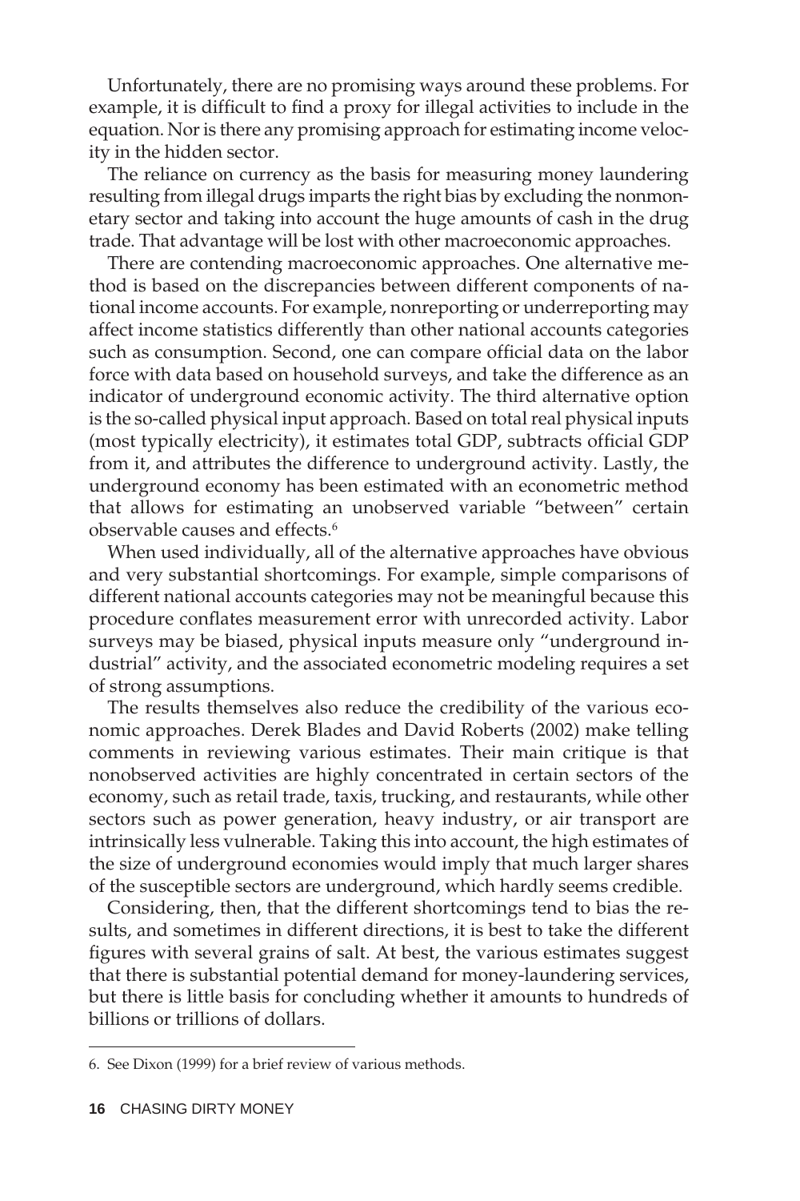Unfortunately, there are no promising ways around these problems. For example, it is difficult to find a proxy for illegal activities to include in the equation. Nor is there any promising approach for estimating income velocity in the hidden sector.

The reliance on currency as the basis for measuring money laundering resulting from illegal drugs imparts the right bias by excluding the nonmonetary sector and taking into account the huge amounts of cash in the drug trade. That advantage will be lost with other macroeconomic approaches.

There are contending macroeconomic approaches. One alternative method is based on the discrepancies between different components of national income accounts. For example, nonreporting or underreporting may affect income statistics differently than other national accounts categories such as consumption. Second, one can compare official data on the labor force with data based on household surveys, and take the difference as an indicator of underground economic activity. The third alternative option is the so-called physical input approach. Based on total real physical inputs (most typically electricity), it estimates total GDP, subtracts official GDP from it, and attributes the difference to underground activity. Lastly, the underground economy has been estimated with an econometric method that allows for estimating an unobserved variable "between" certain observable causes and effects.[6]

When used individually, all of the alternative approaches have obvious and very substantial shortcomings. For example, simple comparisons of different national accounts categories may not be meaningful because this procedure conflates measurement error with unrecorded activity. Labor surveys may be biased, physical inputs measure only "underground industrial" activity, and the associated econometric modeling requires a set of strong assumptions.

The results themselves also reduce the credibility of the various economic approaches. Derek Blades and David Roberts (2002) make telling comments in reviewing various estimates. Their main critique is that nonobserved activities are highly concentrated in certain sectors of the economy, such as retail trade, taxis, trucking, and restaurants, while other sectors such as power generation, heavy industry, or air transport are intrinsically less vulnerable. Taking this into account, the high estimates of the size of underground economies would imply that much larger shares of the susceptible sectors are underground, which hardly seems credible.

Considering, then, that the different shortcomings tend to bias the results, and sometimes in different directions, it is best to take the different figures with several grains of salt. At best, the various estimates suggest that there is substantial potential demand for money-laundering services, but there is little basis for concluding whether it amounts to hundreds of billions or trillions of dollars.

---

6. See Dixon (1999) for a brief review of various methods.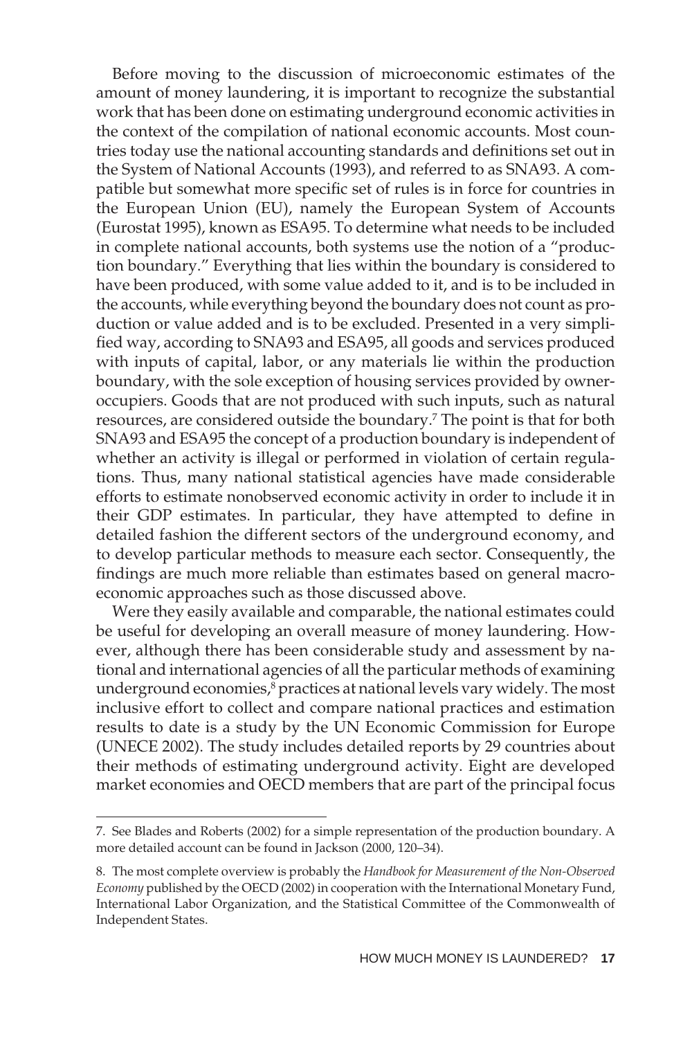Before moving to the discussion of microeconomic estimates of the amount of money laundering, it is important to recognize the substantial work that has been done on estimating underground economic activities in the context of the compilation of national economic accounts. Most countries today use the national accounting standards and definitions set out in the System of National Accounts (1993), and referred to as SNA93. A compatible but somewhat more specific set of rules is in force for countries in the European Union (EU), namely the European System of Accounts (Eurostat 1995), known as ESA95. To determine what needs to be included in complete national accounts, both systems use the notion of a "production boundary." Everything that lies within the boundary is considered to have been produced, with some value added to it, and is to be included in the accounts, while everything beyond the boundary does not count as production or value added and is to be excluded. Presented in a very simplified way, according to SNA93 and ESA95, all goods and services produced with inputs of capital, labor, or any materials lie within the production boundary, with the sole exception of housing services provided by owner-occupiers. Goods that are not produced with such inputs, such as natural resources, are considered outside the boundary.[7] The point is that for both SNA93 and ESA95 the concept of a production boundary is independent of whether an activity is illegal or performed in violation of certain regulations. Thus, many national statistical agencies have made considerable efforts to estimate nonobserved economic activity in order to include it in their GDP estimates. In particular, they have attempted to define in detailed fashion the different sectors of the underground economy, and to develop particular methods to measure each sector. Consequently, the findings are much more reliable than estimates based on general macroeconomic approaches such as those discussed above.

Were they easily available and comparable, the national estimates could be useful for developing an overall measure of money laundering. However, although there has been considerable study and assessment by national and international agencies of all the particular methods of examining underground economies,[8] practices at national levels vary widely. The most inclusive effort to collect and compare national practices and estimation results to date is a study by the UN Economic Commission for Europe (UNECE 2002). The study includes detailed reports by 29 countries about their methods of estimating underground activity. Eight are developed market economies and OECD members that are part of the principal focus

---

7. See Blades and Roberts (2002) for a simple representation of the production boundary. A more detailed account can be found in Jackson (2000, 120–34).

8. The most complete overview is probably the *Handbook for Measurement of the Non-Observed Economy* published by the OECD (2002) in cooperation with the International Monetary Fund, International Labor Organization, and the Statistical Committee of the Commonwealth of Independent States.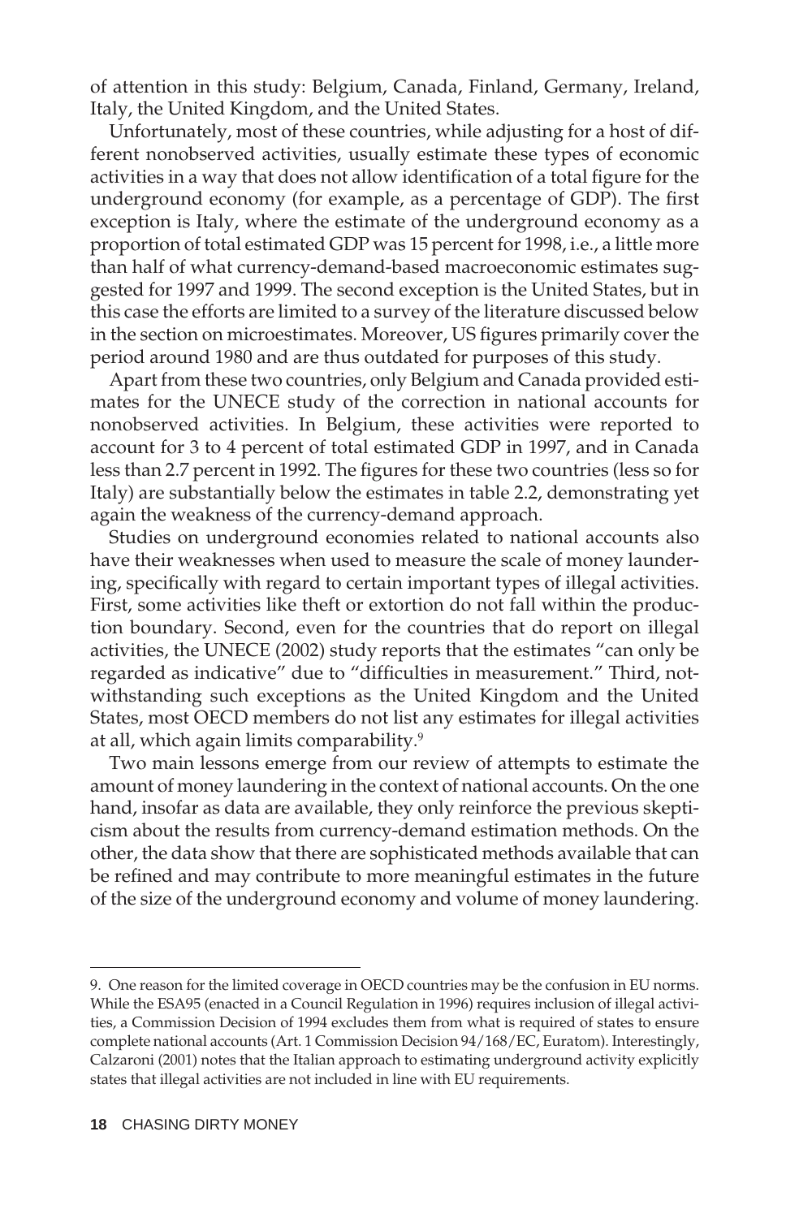of attention in this study: Belgium, Canada, Finland, Germany, Ireland, Italy, the United Kingdom, and the United States.

Unfortunately, most of these countries, while adjusting for a host of different nonobserved activities, usually estimate these types of economic activities in a way that does not allow identification of a total figure for the underground economy (for example, as a percentage of GDP). The first exception is Italy, where the estimate of the underground economy as a proportion of total estimated GDP was 15 percent for 1998, i.e., a little more than half of what currency-demand-based macroeconomic estimates suggested for 1997 and 1999. The second exception is the United States, but in this case the efforts are limited to a survey of the literature discussed below in the section on microestimates. Moreover, US figures primarily cover the period around 1980 and are thus outdated for purposes of this study.

Apart from these two countries, only Belgium and Canada provided estimates for the UNECE study of the correction in national accounts for nonobserved activities. In Belgium, these activities were reported to account for 3 to 4 percent of total estimated GDP in 1997, and in Canada less than 2.7 percent in 1992. The figures for these two countries (less so for Italy) are substantially below the estimates in table 2.2, demonstrating yet again the weakness of the currency-demand approach.

Studies on underground economies related to national accounts also have their weaknesses when used to measure the scale of money laundering, specifically with regard to certain important types of illegal activities. First, some activities like theft or extortion do not fall within the production boundary. Second, even for the countries that do report on illegal activities, the UNECE (2002) study reports that the estimates "can only be regarded as indicative" due to "difficulties in measurement." Third, notwithstanding such exceptions as the United Kingdom and the United States, most OECD members do not list any estimates for illegal activities at all, which again limits comparability.[9]

Two main lessons emerge from our review of attempts to estimate the amount of money laundering in the context of national accounts. On the one hand, insofar as data are available, they only reinforce the previous skepticism about the results from currency-demand estimation methods. On the other, the data show that there are sophisticated methods available that can be refined and may contribute to more meaningful estimates in the future of the size of the underground economy and volume of money laundering.

---

9. One reason for the limited coverage in OECD countries may be the confusion in EU norms. While the ESA95 (enacted in a Council Regulation in 1996) requires inclusion of illegal activities, a Commission Decision of 1994 excludes them from what is required of states to ensure complete national accounts (Art. 1 Commission Decision 94/168/EC, Euratom). Interestingly, Calzaroni (2001) notes that the Italian approach to estimating underground activity explicitly states that illegal activities are not included in line with EU requirements.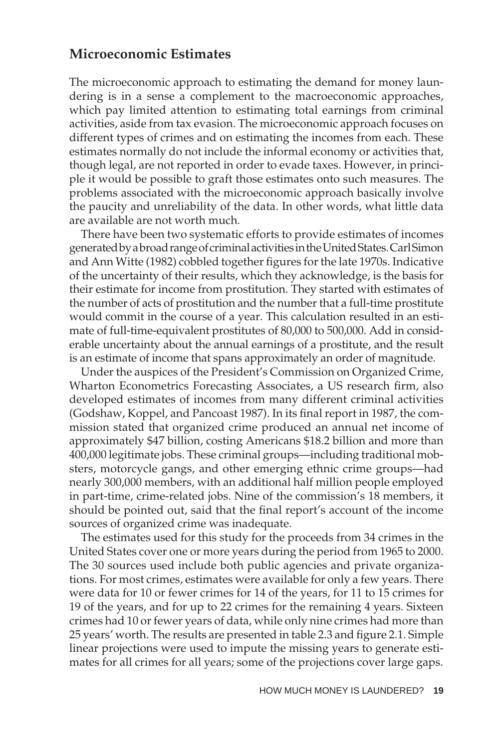## Microeconomic Estimates

The microeconomic approach to estimating the demand for money laundering is in a sense a complement to the macroeconomic approaches, which pay limited attention to estimating total earnings from criminal activities, aside from tax evasion. The microeconomic approach focuses on different types of crimes and on estimating the incomes from each. These estimates normally do not include the informal economy or activities that, though legal, are not reported in order to evade taxes. However, in principle it would be possible to graft those estimates onto such measures. The problems associated with the microeconomic approach basically involve the paucity and unreliability of the data. In other words, what little data are available are not worth much.

There have been two systematic efforts to provide estimates of incomes generated by a broad range of criminal activities in the United States. Carl Simon and Ann Witte (1982) cobbled together figures for the late 1970s. Indicative of the uncertainty of their results, which they acknowledge, is the basis for their estimate for income from prostitution. They started with estimates of the number of acts of prostitution and the number that a full-time prostitute would commit in the course of a year. This calculation resulted in an estimate of full-time-equivalent prostitutes of 80,000 to 500,000. Add in considerable uncertainty about the annual earnings of a prostitute, and the result is an estimate of income that spans approximately an order of magnitude.

Under the auspices of the President's Commission on Organized Crime, Wharton Econometrics Forecasting Associates, a US research firm, also developed estimates of incomes from many different criminal activities (Godshaw, Koppel, and Pancoast 1987). In its final report in 1987, the commission stated that organized crime produced an annual net income of approximately $47 billion, costing Americans $18.2 billion and more than 400,000 legitimate jobs. These criminal groups—including traditional mobsters, motorcycle gangs, and other emerging ethnic crime groups—had nearly 300,000 members, with an additional half million people employed in part-time, crime-related jobs. Nine of the commission's 18 members, it should be pointed out, said that the final report's account of the income sources of organized crime was inadequate.

The estimates used for this study for the proceeds from 34 crimes in the United States cover one or more years during the period from 1965 to 2000. The 30 sources used include both public agencies and private organizations. For most crimes, estimates were available for only a few years. There were data for 10 or fewer crimes for 14 of the years, for 11 to 15 crimes for 19 of the years, and for up to 22 crimes for the remaining 4 years. Sixteen crimes had 10 or fewer years of data, while only nine crimes had more than 25 years' worth. The results are presented in table 2.3 and figure 2.1. Simple linear projections were used to impute the missing years to generate estimates for all crimes for all years; some of the projections cover large gaps.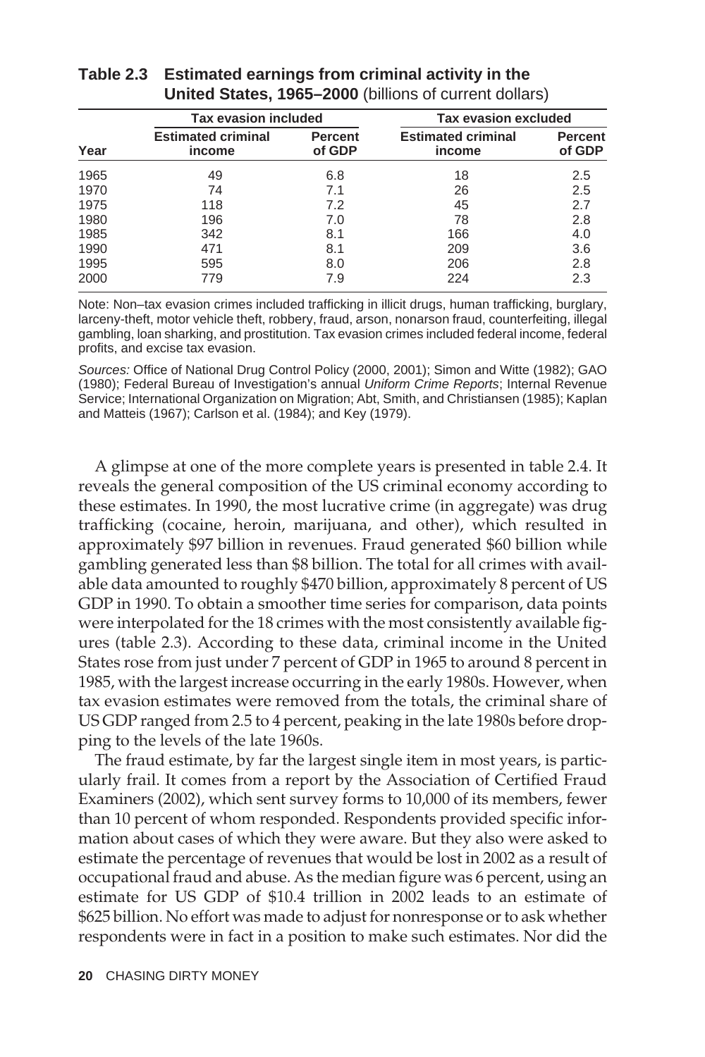**Table 2.3 Estimated earnings from criminal activity in the United States, 1965–2000** (billions of current dollars)

| | Tax evasion included | | Tax evasion excluded | |
|---|---|---|---|---|
| **Year** | **Estimated criminal income** | **Percent of GDP** | **Estimated criminal income** | **Percent of GDP** |
| 1965 | 49 | 6.8 | 18 | 2.5 |
| 1970 | 74 | 7.1 | 26 | 2.5 |
| 1975 | 118 | 7.2 | 45 | 2.7 |
| 1980 | 196 | 7.0 | 78 | 2.8 |
| 1985 | 342 | 8.1 | 166 | 4.0 |
| 1990 | 471 | 8.1 | 209 | 3.6 |
| 1995 | 595 | 8.0 | 206 | 2.8 |
| 2000 | 779 | 7.9 | 224 | 2.3 |

Note: Non–tax evasion crimes included trafficking in illicit drugs, human trafficking, burglary, larceny-theft, motor vehicle theft, robbery, fraud, arson, nonarson fraud, counterfeiting, illegal gambling, loan sharking, and prostitution. Tax evasion crimes included federal income, federal profits, and excise tax evasion.

*Sources:* Office of National Drug Control Policy (2000, 2001); Simon and Witte (1982); GAO (1980); Federal Bureau of Investigation's annual *Uniform Crime Reports*; Internal Revenue Service; International Organization on Migration; Abt, Smith, and Christiansen (1985); Kaplan and Matteis (1967); Carlson et al. (1984); and Key (1979).

A glimpse at one of the more complete years is presented in table 2.4. It reveals the general composition of the US criminal economy according to these estimates. In 1990, the most lucrative crime (in aggregate) was drug trafficking (cocaine, heroin, marijuana, and other), which resulted in approximately $97 billion in revenues. Fraud generated $60 billion while gambling generated less than $8 billion. The total for all crimes with available data amounted to roughly $470 billion, approximately 8 percent of US GDP in 1990. To obtain a smoother time series for comparison, data points were interpolated for the 18 crimes with the most consistently available figures (table 2.3). According to these data, criminal income in the United States rose from just under 7 percent of GDP in 1965 to around 8 percent in 1985, with the largest increase occurring in the early 1980s. However, when tax evasion estimates were removed from the totals, the criminal share of US GDP ranged from 2.5 to 4 percent, peaking in the late 1980s before dropping to the levels of the late 1960s.

The fraud estimate, by far the largest single item in most years, is particularly frail. It comes from a report by the Association of Certified Fraud Examiners (2002), which sent survey forms to 10,000 of its members, fewer than 10 percent of whom responded. Respondents provided specific information about cases of which they were aware. But they also were asked to estimate the percentage of revenues that would be lost in 2002 as a result of occupational fraud and abuse. As the median figure was 6 percent, using an estimate for US GDP of $10.4 trillion in 2002 leads to an estimate of $625 billion. No effort was made to adjust for nonresponse or to ask whether respondents were in fact in a position to make such estimates. Nor did the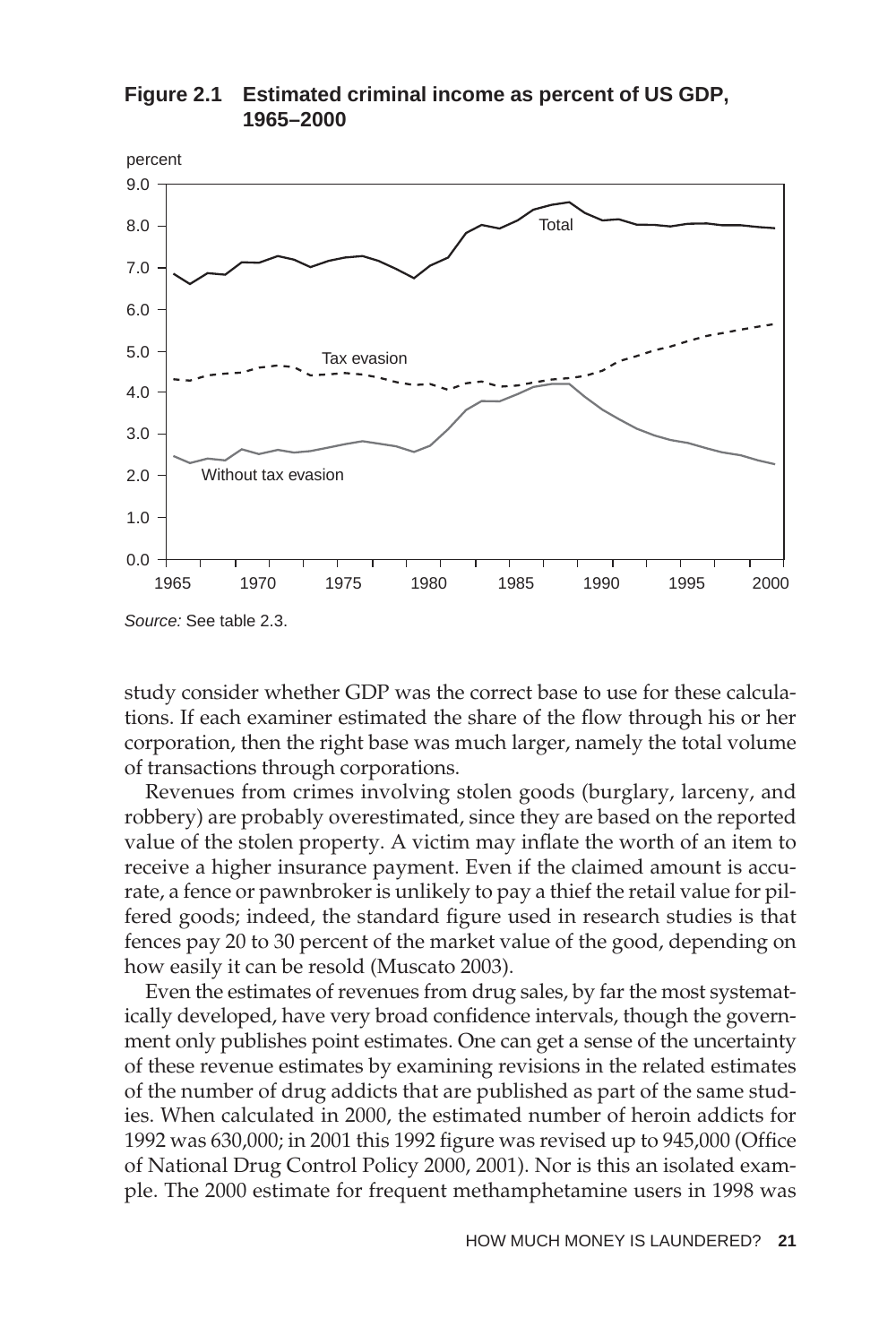**Figure 2.1 Estimated criminal income as percent of US GDP, 1965–2000**

*Source:* See table 2.3.

study consider whether GDP was the correct base to use for these calculations. If each examiner estimated the share of the flow through his or her corporation, then the right base was much larger, namely the total volume of transactions through corporations.

Revenues from crimes involving stolen goods (burglary, larceny, and robbery) are probably overestimated, since they are based on the reported value of the stolen property. A victim may inflate the worth of an item to receive a higher insurance payment. Even if the claimed amount is accurate, a fence or pawnbroker is unlikely to pay a thief the retail value for pilfered goods; indeed, the standard figure used in research studies is that fences pay 20 to 30 percent of the market value of the good, depending on how easily it can be resold (Muscato 2003).

Even the estimates of revenues from drug sales, by far the most systematically developed, have very broad confidence intervals, though the government only publishes point estimates. One can get a sense of the uncertainty of these revenue estimates by examining revisions in the related estimates of the number of drug addicts that are published as part of the same studies. When calculated in 2000, the estimated number of heroin addicts for 1992 was 630,000; in 2001 this 1992 figure was revised up to 945,000 (Office of National Drug Control Policy 2000, 2001). Nor is this an isolated example. The 2000 estimate for frequent methamphetamine users in 1998 was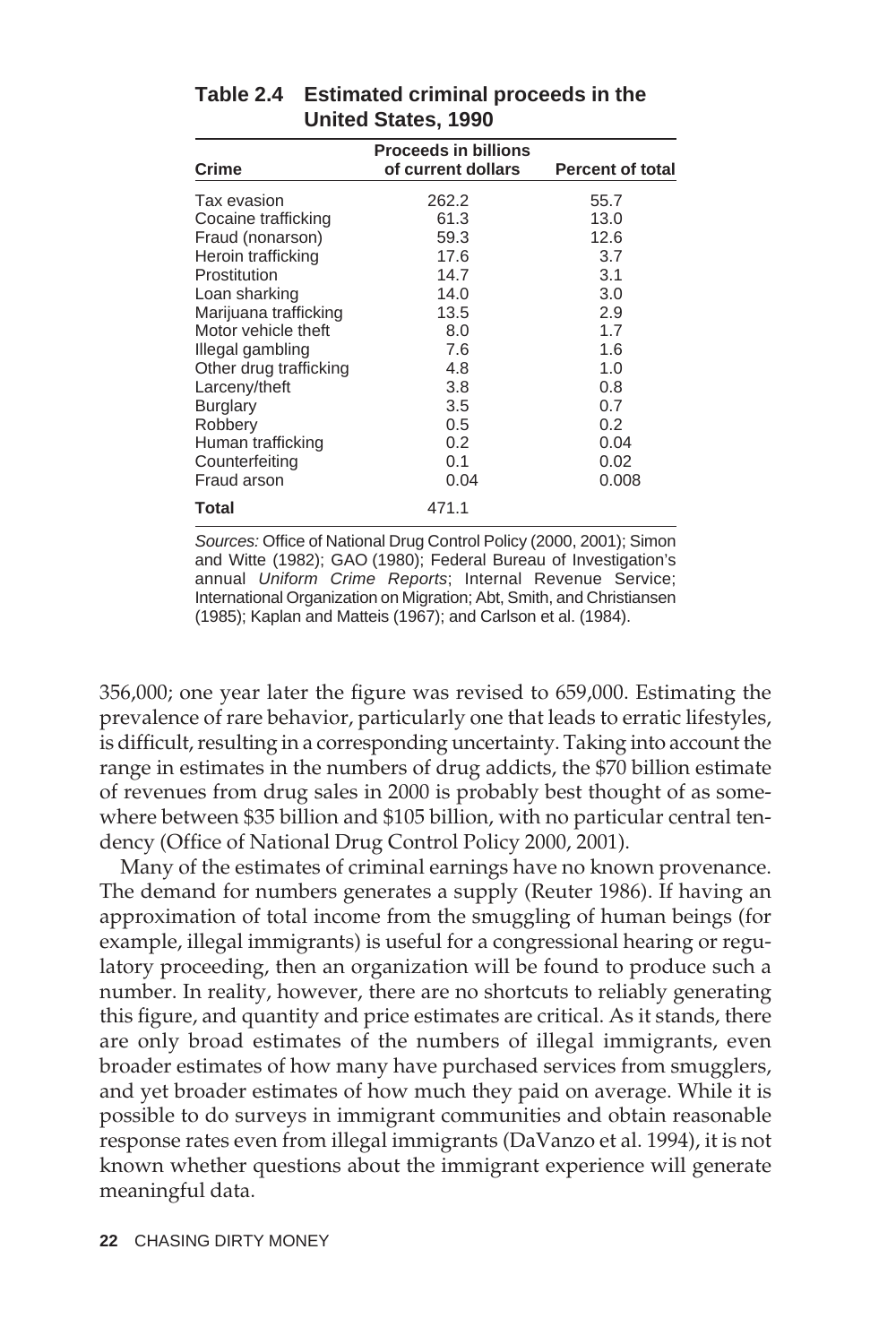**Table 2.4 Estimated criminal proceeds in the United States, 1990**

| Crime | Proceeds in billions of current dollars | Percent of total |
|---|---|---|
| Tax evasion | 262.2 | 55.7 |
| Cocaine trafficking | 61.3 | 13.0 |
| Fraud (nonarson) | 59.3 | 12.6 |
| Heroin trafficking | 17.6 | 3.7 |
| Prostitution | 14.7 | 3.1 |
| Loan sharking | 14.0 | 3.0 |
| Marijuana trafficking | 13.5 | 2.9 |
| Motor vehicle theft | 8.0 | 1.7 |
| Illegal gambling | 7.6 | 1.6 |
| Other drug trafficking | 4.8 | 1.0 |
| Larceny/theft | 3.8 | 0.8 |
| Burglary | 3.5 | 0.7 |
| Robbery | 0.5 | 0.2 |
| Human trafficking | 0.2 | 0.04 |
| Counterfeiting | 0.1 | 0.02 |
| Fraud arson | 0.04 | 0.008 |
| **Total** | 471.1 | |

*Sources:* Office of National Drug Control Policy (2000, 2001); Simon and Witte (1982); GAO (1980); Federal Bureau of Investigation's annual *Uniform Crime Reports*; Internal Revenue Service; International Organization on Migration; Abt, Smith, and Christiansen (1985); Kaplan and Matteis (1967); and Carlson et al. (1984).

356,000; one year later the figure was revised to 659,000. Estimating the prevalence of rare behavior, particularly one that leads to erratic lifestyles, is difficult, resulting in a corresponding uncertainty. Taking into account the range in estimates in the numbers of drug addicts, the $70 billion estimate of revenues from drug sales in 2000 is probably best thought of as somewhere between $35 billion and $105 billion, with no particular central tendency (Office of National Drug Control Policy 2000, 2001).

Many of the estimates of criminal earnings have no known provenance. The demand for numbers generates a supply (Reuter 1986). If having an approximation of total income from the smuggling of human beings (for example, illegal immigrants) is useful for a congressional hearing or regulatory proceeding, then an organization will be found to produce such a number. In reality, however, there are no shortcuts to reliably generating this figure, and quantity and price estimates are critical. As it stands, there are only broad estimates of the numbers of illegal immigrants, even broader estimates of how many have purchased services from smugglers, and yet broader estimates of how much they paid on average. While it is possible to do surveys in immigrant communities and obtain reasonable response rates even from illegal immigrants (DaVanzo et al. 1994), it is not known whether questions about the immigrant experience will generate meaningful data.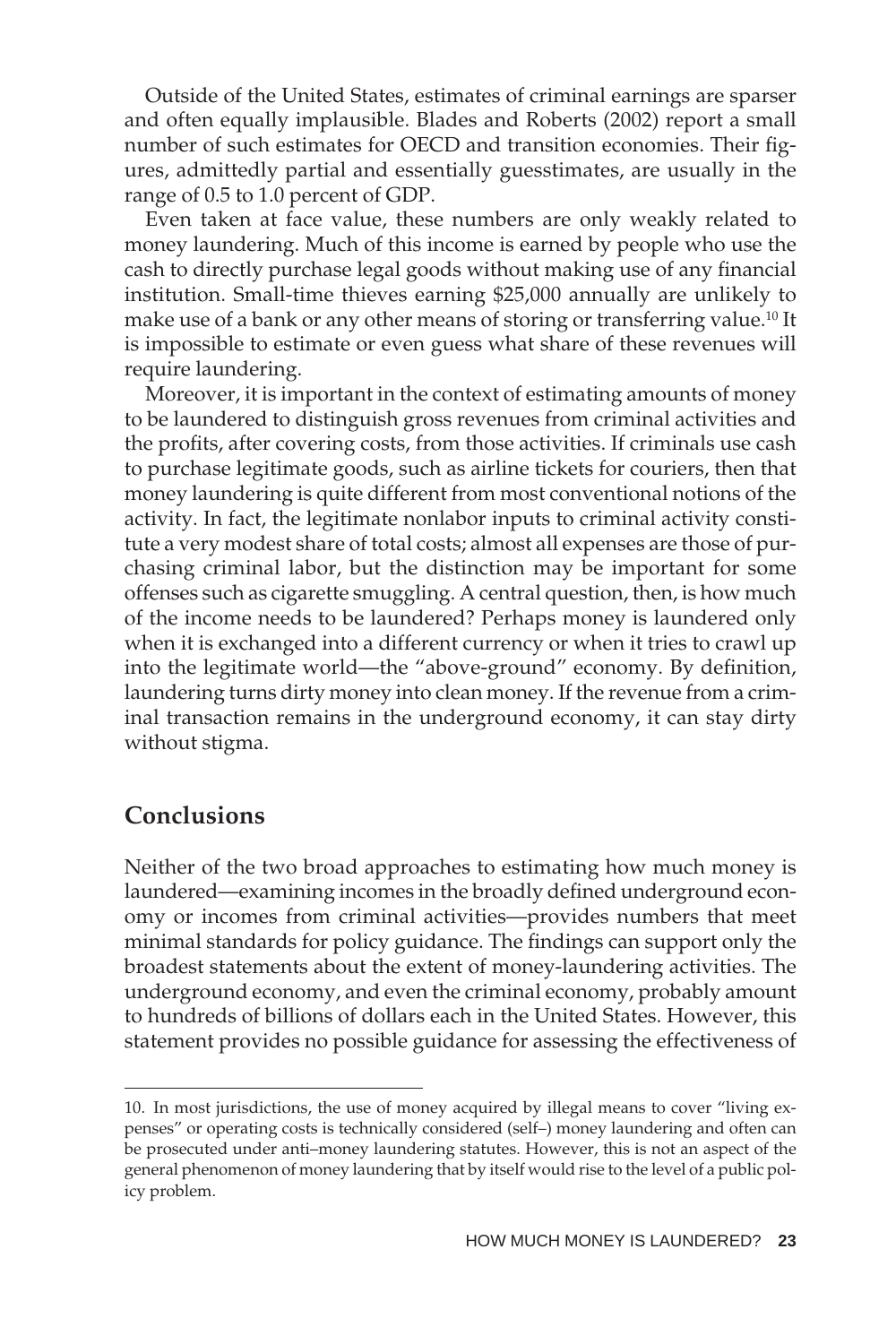Outside of the United States, estimates of criminal earnings are sparser and often equally implausible. Blades and Roberts (2002) report a small number of such estimates for OECD and transition economies. Their figures, admittedly partial and essentially guesstimates, are usually in the range of 0.5 to 1.0 percent of GDP.

Even taken at face value, these numbers are only weakly related to money laundering. Much of this income is earned by people who use the cash to directly purchase legal goods without making use of any financial institution. Small-time thieves earning $25,000 annually are unlikely to make use of a bank or any other means of storing or transferring value.[10] It is impossible to estimate or even guess what share of these revenues will require laundering.

Moreover, it is important in the context of estimating amounts of money to be laundered to distinguish gross revenues from criminal activities and the profits, after covering costs, from those activities. If criminals use cash to purchase legitimate goods, such as airline tickets for couriers, then that money laundering is quite different from most conventional notions of the activity. In fact, the legitimate nonlabor inputs to criminal activity constitute a very modest share of total costs; almost all expenses are those of purchasing criminal labor, but the distinction may be important for some offenses such as cigarette smuggling. A central question, then, is how much of the income needs to be laundered? Perhaps money is laundered only when it is exchanged into a different currency or when it tries to crawl up into the legitimate world—the "above-ground" economy. By definition, laundering turns dirty money into clean money. If the revenue from a criminal transaction remains in the underground economy, it can stay dirty without stigma.

## Conclusions

Neither of the two broad approaches to estimating how much money is laundered—examining incomes in the broadly defined underground economy or incomes from criminal activities—provides numbers that meet minimal standards for policy guidance. The findings can support only the broadest statements about the extent of money-laundering activities. The underground economy, and even the criminal economy, probably amount to hundreds of billions of dollars each in the United States. However, this statement provides no possible guidance for assessing the effectiveness of

10. In most jurisdictions, the use of money acquired by illegal means to cover "living expenses" or operating costs is technically considered (self–) money laundering and often can be prosecuted under anti–money laundering statutes. However, this is not an aspect of the general phenomenon of money laundering that by itself would rise to the level of a public policy problem.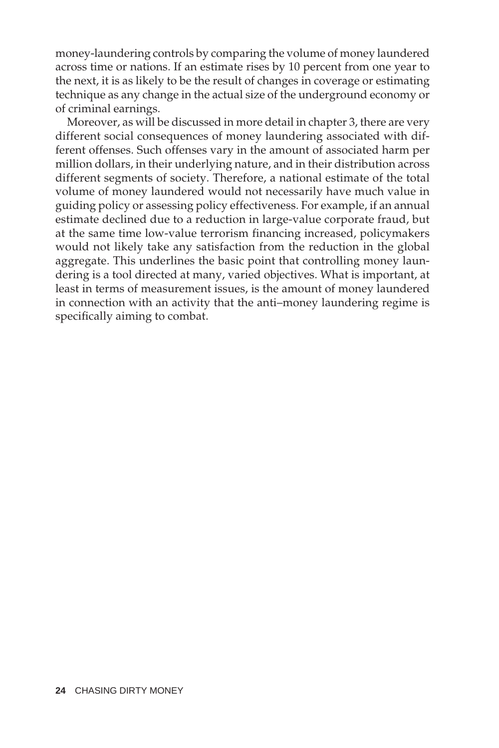money-laundering controls by comparing the volume of money laundered across time or nations. If an estimate rises by 10 percent from one year to the next, it is as likely to be the result of changes in coverage or estimating technique as any change in the actual size of the underground economy or of criminal earnings.

Moreover, as will be discussed in more detail in chapter 3, there are very different social consequences of money laundering associated with different offenses. Such offenses vary in the amount of associated harm per million dollars, in their underlying nature, and in their distribution across different segments of society. Therefore, a national estimate of the total volume of money laundered would not necessarily have much value in guiding policy or assessing policy effectiveness. For example, if an annual estimate declined due to a reduction in large-value corporate fraud, but at the same time low-value terrorism financing increased, policymakers would not likely take any satisfaction from the reduction in the global aggregate. This underlines the basic point that controlling money laundering is a tool directed at many, varied objectives. What is important, at least in terms of measurement issues, is the amount of money laundered in connection with an activity that the anti–money laundering regime is specifically aiming to combat.